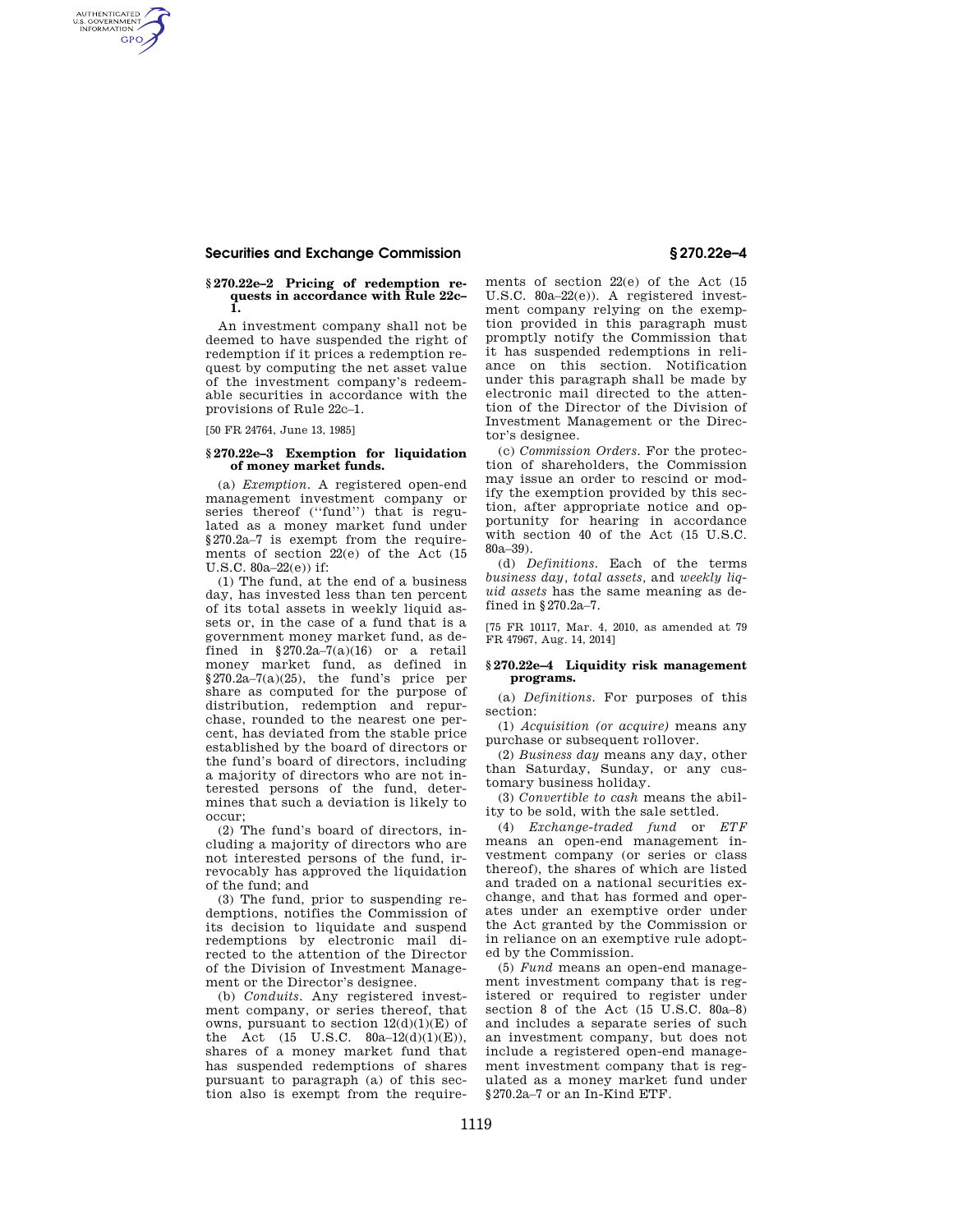## § 270.22e–2 Pricing of redemption requests in accordance with Rule 22c–1.

An investment company shall not be deemed to have suspended the right of redemption if it prices a redemption request by computing the net asset value of the investment company's redeemable securities in accordance with the provisions of Rule 22c–1.

[50 FR 24764, June 13, 1985]

## § 270.22e–3 Exemption for liquidation of money market funds.

(a) *Exemption.* A registered open-end management investment company or series thereof (''fund'') that is regulated as a money market fund under § 270.2a–7 is exempt from the requirements of section 22(e) of the Act (15 U.S.C. 80a–22(e)) if:

(1) The fund, at the end of a business day, has invested less than ten percent of its total assets in weekly liquid assets or, in the case of a fund that is a government money market fund, as defined in § 270.2a–7(a)(16) or a retail money market fund, as defined in § 270.2a–7(a)(25), the fund's price per share as computed for the purpose of distribution, redemption and repurchase, rounded to the nearest one percent, has deviated from the stable price established by the board of directors or the fund's board of directors, including a majority of directors who are not interested persons of the fund, determines that such a deviation is likely to occur;

(2) The fund's board of directors, including a majority of directors who are not interested persons of the fund, irrevocably has approved the liquidation of the fund; and

(3) The fund, prior to suspending redemptions, notifies the Commission of its decision to liquidate and suspend redemptions by electronic mail directed to the attention of the Director of the Division of Investment Management or the Director's designee.

(b) *Conduits.* Any registered investment company, or series thereof, that owns, pursuant to section 12(d)(1)(E) of the Act (15 U.S.C. 80a–12(d)(1)(E)), shares of a money market fund that has suspended redemptions of shares pursuant to paragraph (a) of this section also is exempt from the requirements of section 22(e) of the Act (15 U.S.C. 80a–22(e)). A registered investment company relying on the exemption provided in this paragraph must promptly notify the Commission that it has suspended redemptions in reliance on this section. Notification under this paragraph shall be made by electronic mail directed to the attention of the Director of the Division of Investment Management or the Director's designee.

(c) *Commission Orders.* For the protection of shareholders, the Commission may issue an order to rescind or modify the exemption provided by this section, after appropriate notice and opportunity for hearing in accordance with section 40 of the Act (15 U.S.C. 80a–39).

(d) *Definitions.* Each of the terms *business day*, *total assets*, and *weekly liquid assets* has the same meaning as defined in § 270.2a–7.

[75 FR 10117, Mar. 4, 2010, as amended at 79 FR 47967, Aug. 14, 2014]

## § 270.22e–4 Liquidity risk management programs.

(a) *Definitions.* For purposes of this section:

(1) *Acquisition (or acquire)* means any purchase or subsequent rollover.

(2) *Business day* means any day, other than Saturday, Sunday, or any customary business holiday.

(3) *Convertible to cash* means the ability to be sold, with the sale settled.

(4) *Exchange-traded fund* or *ETF* means an open-end management investment company (or series or class thereof), the shares of which are listed and traded on a national securities exchange, and that has formed and operates under an exemptive order under the Act granted by the Commission or in reliance on an exemptive rule adopted by the Commission.

(5) *Fund* means an open-end management investment company that is registered or required to register under section 8 of the Act (15 U.S.C. 80a–8) and includes a separate series of such an investment company, but does not include a registered open-end management investment company that is regulated as a money market fund under § 270.2a–7 or an In-Kind ETF.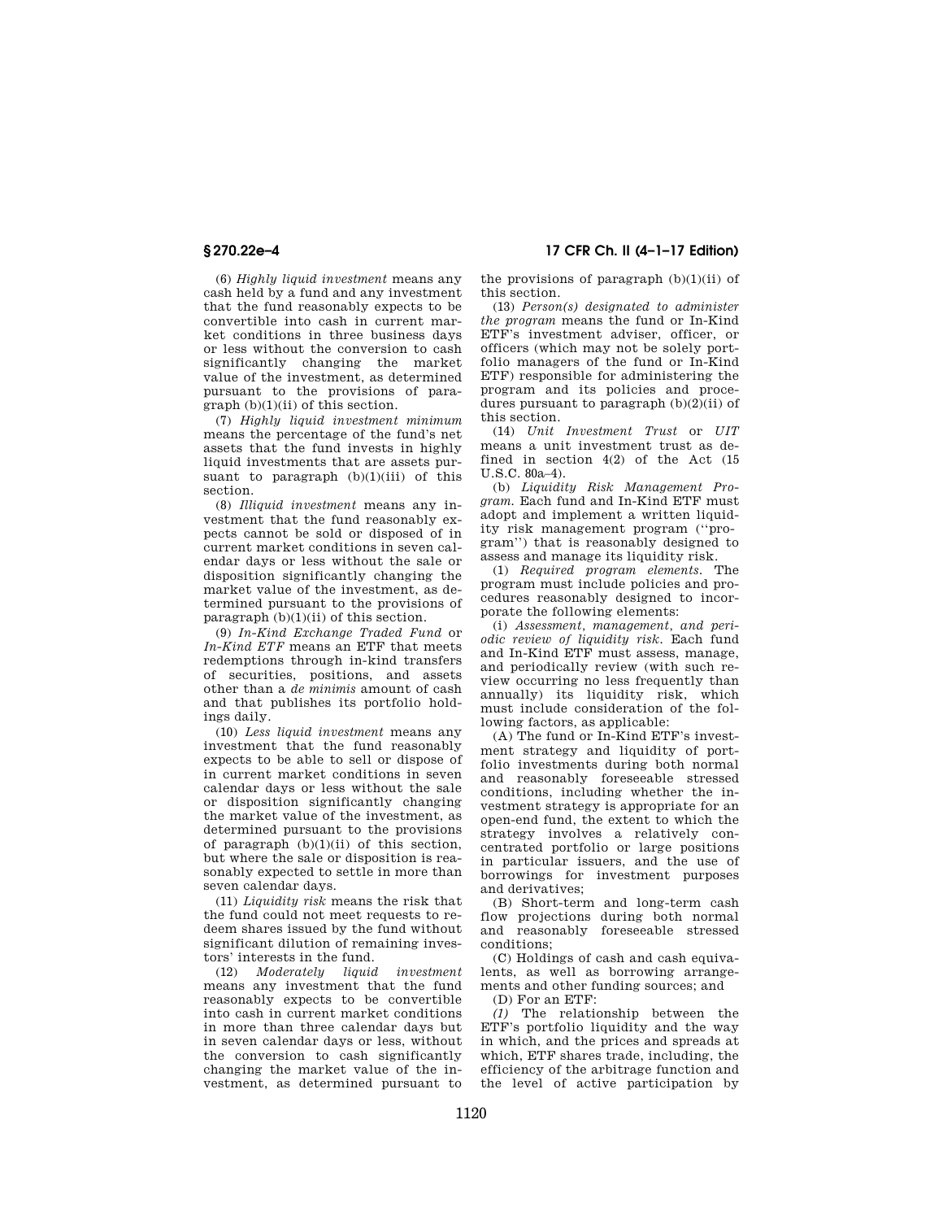(6) *Highly liquid investment* means any cash held by a fund and any investment that the fund reasonably expects to be convertible into cash in current market conditions in three business days or less without the conversion to cash significantly changing the market value of the investment, as determined pursuant to the provisions of paragraph (b)(1)(ii) of this section.

(7) *Highly liquid investment minimum* means the percentage of the fund's net assets that the fund invests in highly liquid investments that are assets pursuant to paragraph (b)(1)(iii) of this section.

(8) *Illiquid investment* means any investment that the fund reasonably expects cannot be sold or disposed of in current market conditions in seven calendar days or less without the sale or disposition significantly changing the market value of the investment, as determined pursuant to the provisions of paragraph (b)(1)(ii) of this section.

(9) *In-Kind Exchange Traded Fund* or *In-Kind ETF* means an ETF that meets redemptions through in-kind transfers of securities, positions, and assets other than a *de minimis* amount of cash and that publishes its portfolio holdings daily.

(10) *Less liquid investment* means any investment that the fund reasonably expects to be able to sell or dispose of in current market conditions in seven calendar days or less without the sale or disposition significantly changing the market value of the investment, as determined pursuant to the provisions of paragraph (b)(1)(ii) of this section, but where the sale or disposition is reasonably expected to settle in more than seven calendar days.

(11) *Liquidity risk* means the risk that the fund could not meet requests to redeem shares issued by the fund without significant dilution of remaining investors' interests in the fund.

(12) *Moderately liquid investment* means any investment that the fund reasonably expects to be convertible into cash in current market conditions in more than three calendar days but in seven calendar days or less, without the conversion to cash significantly changing the market value of the investment, as determined pursuant to the provisions of paragraph (b)(1)(ii) of this section.

(13) *Person(s) designated to administer the program* means the fund or In-Kind ETF's investment adviser, officer, or officers (which may not be solely portfolio managers of the fund or In-Kind ETF) responsible for administering the program and its policies and procedures pursuant to paragraph (b)(2)(ii) of this section.

(14) *Unit Investment Trust* or *UIT* means a unit investment trust as defined in section 4(2) of the Act (15 U.S.C. 80a–4).

(b) *Liquidity Risk Management Program*. Each fund and In-Kind ETF must adopt and implement a written liquidity risk management program (''program'') that is reasonably designed to assess and manage its liquidity risk.

(1) *Required program elements*. The program must include policies and procedures reasonably designed to incorporate the following elements:

(i) *Assessment, management, and periodic review of liquidity risk*. Each fund and In-Kind ETF must assess, manage, and periodically review (with such review occurring no less frequently than annually) its liquidity risk, which must include consideration of the following factors, as applicable:

(A) The fund or In-Kind ETF's investment strategy and liquidity of portfolio investments during both normal and reasonably foreseeable stressed conditions, including whether the investment strategy is appropriate for an open-end fund, the extent to which the strategy involves a relatively concentrated portfolio or large positions in particular issuers, and the use of borrowings for investment purposes and derivatives;

(B) Short-term and long-term cash flow projections during both normal and reasonably foreseeable stressed conditions;

(C) Holdings of cash and cash equivalents, as well as borrowing arrangements and other funding sources; and

(D) For an ETF:

*(1)* The relationship between the ETF's portfolio liquidity and the way in which, and the prices and spreads at which, ETF shares trade, including, the efficiency of the arbitrage function and the level of active participation by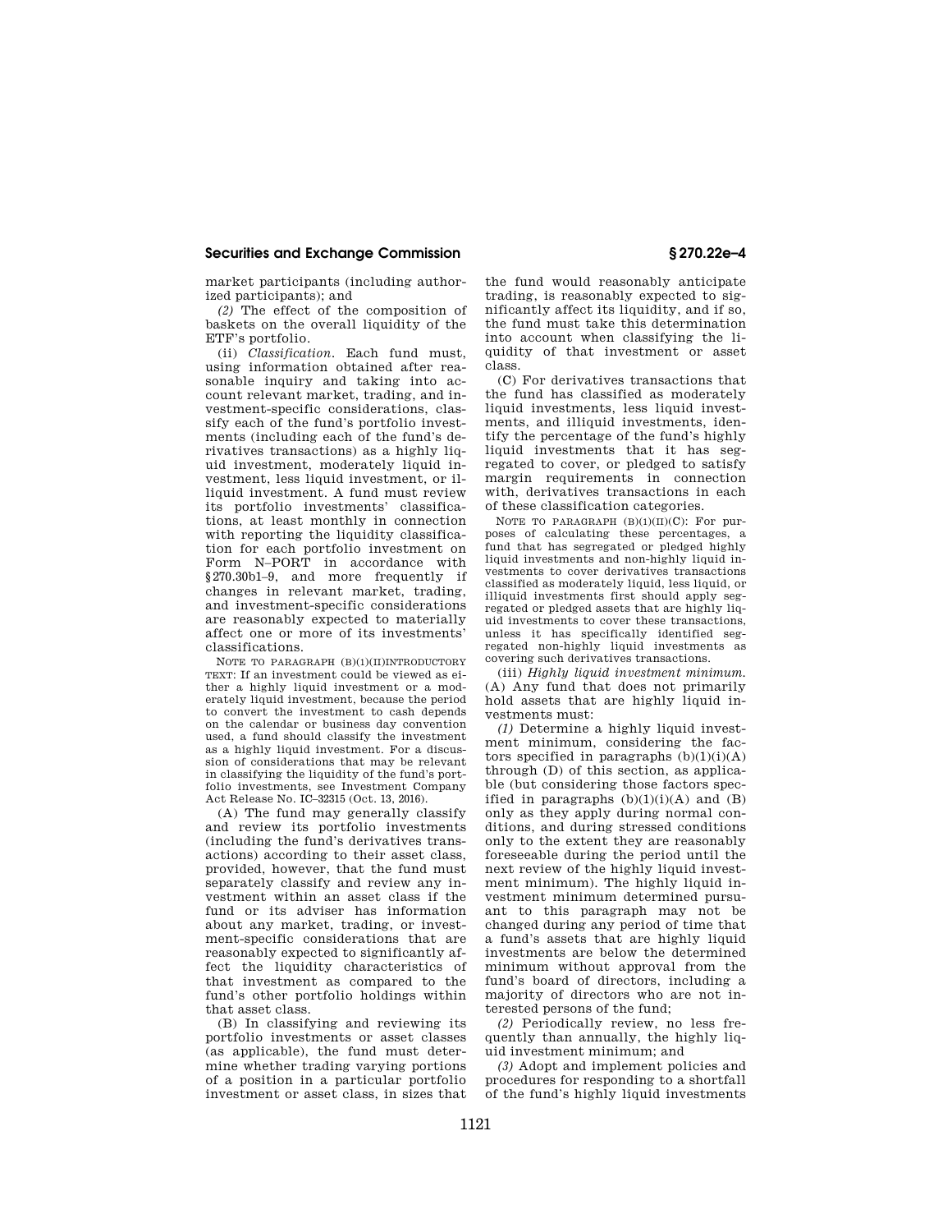market participants (including authorized participants); and

*(2)* The effect of the composition of baskets on the overall liquidity of the ETF's portfolio.

(ii) *Classification.* Each fund must, using information obtained after reasonable inquiry and taking into account relevant market, trading, and investment-specific considerations, classify each of the fund's portfolio investments (including each of the fund's derivatives transactions) as a highly liquid investment, moderately liquid investment, less liquid investment, or illiquid investment. A fund must review its portfolio investments' classifications, at least monthly in connection with reporting the liquidity classification for each portfolio investment on Form N–PORT in accordance with §270.30b1–9, and more frequently if changes in relevant market, trading, and investment-specific considerations are reasonably expected to materially affect one or more of its investments' classifications.

NOTE TO PARAGRAPH (B)(1)(II)INTRODUCTORY TEXT: If an investment could be viewed as either a highly liquid investment or a moderately liquid investment, because the period to convert the investment to cash depends on the calendar or business day convention used, a fund should classify the investment as a highly liquid investment. For a discussion of considerations that may be relevant in classifying the liquidity of the fund's portfolio investments, see Investment Company Act Release No. IC–32315 (Oct. 13, 2016).

(A) The fund may generally classify and review its portfolio investments (including the fund's derivatives transactions) according to their asset class, provided, however, that the fund must separately classify and review any investment within an asset class if the fund or its adviser has information about any market, trading, or investment-specific considerations that are reasonably expected to significantly affect the liquidity characteristics of that investment as compared to the fund's other portfolio holdings within that asset class.

(B) In classifying and reviewing its portfolio investments or asset classes (as applicable), the fund must determine whether trading varying portions of a position in a particular portfolio investment or asset class, in sizes that the fund would reasonably anticipate trading, is reasonably expected to significantly affect its liquidity, and if so, the fund must take this determination into account when classifying the liquidity of that investment or asset class.

(C) For derivatives transactions that the fund has classified as moderately liquid investments, less liquid investments, and illiquid investments, identify the percentage of the fund's highly liquid investments that it has segregated to cover, or pledged to satisfy margin requirements in connection with, derivatives transactions in each of these classification categories.

NOTE TO PARAGRAPH (B)(1)(II)(C): For purposes of calculating these percentages, a fund that has segregated or pledged highly liquid investments and non-highly liquid investments to cover derivatives transactions classified as moderately liquid, less liquid, or illiquid investments first should apply segregated or pledged assets that are highly liquid investments to cover these transactions, unless it has specifically identified segregated non-highly liquid investments as covering such derivatives transactions.

(iii) *Highly liquid investment minimum.* (A) Any fund that does not primarily hold assets that are highly liquid investments must:

*(1)* Determine a highly liquid investment minimum, considering the factors specified in paragraphs (b)(1)(i)(A) through (D) of this section, as applicable (but considering those factors specified in paragraphs (b)(1)(i)(A) and (B) only as they apply during normal conditions, and during stressed conditions only to the extent they are reasonably foreseeable during the period until the next review of the highly liquid investment minimum). The highly liquid investment minimum determined pursuant to this paragraph may not be changed during any period of time that a fund's assets that are highly liquid investments are below the determined minimum without approval from the fund's board of directors, including a majority of directors who are not interested persons of the fund;

*(2)* Periodically review, no less frequently than annually, the highly liquid investment minimum; and

*(3)* Adopt and implement policies and procedures for responding to a shortfall of the fund's highly liquid investments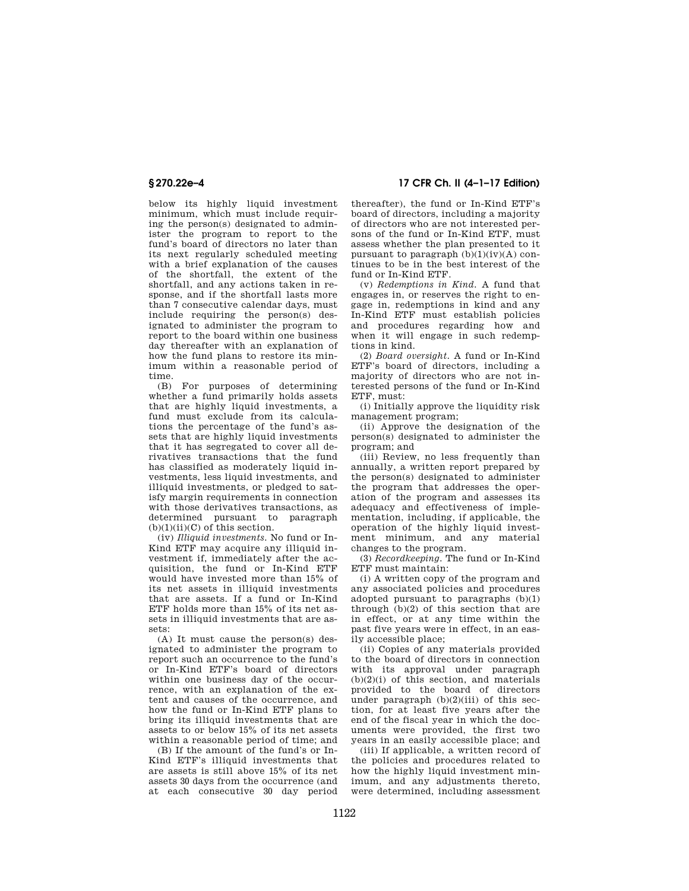below its highly liquid investment minimum, which must include requiring the person(s) designated to administer the program to report to the fund's board of directors no later than its next regularly scheduled meeting with a brief explanation of the causes of the shortfall, the extent of the shortfall, and any actions taken in response, and if the shortfall lasts more than 7 consecutive calendar days, must include requiring the person(s) designated to administer the program to report to the board within one business day thereafter with an explanation of how the fund plans to restore its minimum within a reasonable period of time.

(B) For purposes of determining whether a fund primarily holds assets that are highly liquid investments, a fund must exclude from its calculations the percentage of the fund's assets that are highly liquid investments that it has segregated to cover all derivatives transactions that the fund has classified as moderately liquid investments, less liquid investments, and illiquid investments, or pledged to satisfy margin requirements in connection with those derivatives transactions, as determined pursuant to paragraph (b)(1)(ii)(C) of this section.

(iv) *Illiquid investments.* No fund or In-Kind ETF may acquire any illiquid investment if, immediately after the acquisition, the fund or In-Kind ETF would have invested more than 15% of its net assets in illiquid investments that are assets. If a fund or In-Kind ETF holds more than 15% of its net assets in illiquid investments that are assets:

(A) It must cause the person(s) designated to administer the program to report such an occurrence to the fund's or In-Kind ETF's board of directors within one business day of the occurrence, with an explanation of the extent and causes of the occurrence, and how the fund or In-Kind ETF plans to bring its illiquid investments that are assets to or below 15% of its net assets within a reasonable period of time; and

(B) If the amount of the fund's or In-Kind ETF's illiquid investments that are assets is still above 15% of its net assets 30 days from the occurrence (and at each consecutive 30 day period thereafter), the fund or In-Kind ETF's board of directors, including a majority of directors who are not interested persons of the fund or In-Kind ETF, must assess whether the plan presented to it pursuant to paragraph (b)(1)(iv)(A) continues to be in the best interest of the fund or In-Kind ETF.

(v) *Redemptions in Kind.* A fund that engages in, or reserves the right to engage in, redemptions in kind and any In-Kind ETF must establish policies and procedures regarding how and when it will engage in such redemptions in kind.

(2) *Board oversight.* A fund or In-Kind ETF's board of directors, including a majority of directors who are not interested persons of the fund or In-Kind ETF, must:

(i) Initially approve the liquidity risk management program;

(ii) Approve the designation of the person(s) designated to administer the program; and

(iii) Review, no less frequently than annually, a written report prepared by the person(s) designated to administer the program that addresses the operation of the program and assesses its adequacy and effectiveness of implementation, including, if applicable, the operation of the highly liquid investment minimum, and any material changes to the program.

(3) *Recordkeeping.* The fund or In-Kind ETF must maintain:

(i) A written copy of the program and any associated policies and procedures adopted pursuant to paragraphs (b)(1) through (b)(2) of this section that are in effect, or at any time within the past five years were in effect, in an easily accessible place;

(ii) Copies of any materials provided to the board of directors in connection with its approval under paragraph (b)(2)(i) of this section, and materials provided to the board of directors under paragraph (b)(2)(iii) of this section, for at least five years after the end of the fiscal year in which the documents were provided, the first two years in an easily accessible place; and

(iii) If applicable, a written record of the policies and procedures related to how the highly liquid investment minimum, and any adjustments thereto, were determined, including assessment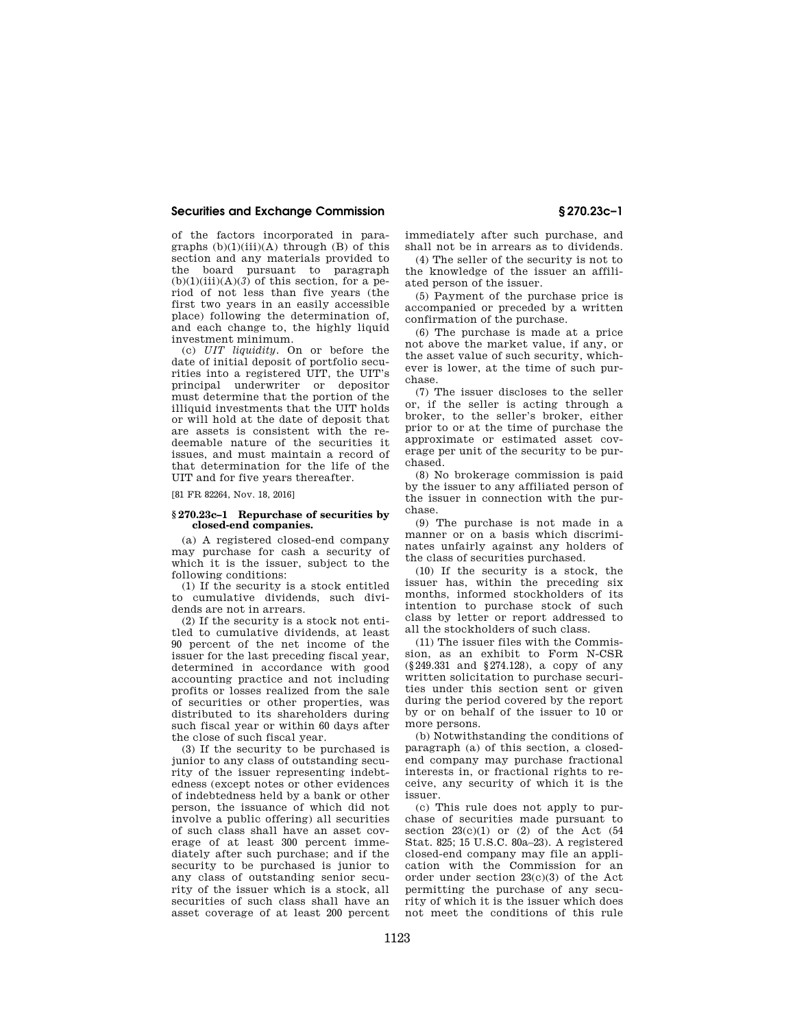of the factors incorporated in paragraphs (b)(1)(iii)(A) through (B) of this section and any materials provided to the board pursuant to paragraph (b)(1)(iii)(A)(*3*) of this section, for a period of not less than five years (the first two years in an easily accessible place) following the determination of, and each change to, the highly liquid investment minimum.

(c) *UIT liquidity*. On or before the date of initial deposit of portfolio securities into a registered UIT, the UIT's principal underwriter or depositor must determine that the portion of the illiquid investments that the UIT holds or will hold at the date of deposit that are assets is consistent with the redeemable nature of the securities it issues, and must maintain a record of that determination for the life of the UIT and for five years thereafter.

[81 FR 82264, Nov. 18, 2016]

### § 270.23c–1 Repurchase of securities by closed-end companies.

(a) A registered closed-end company may purchase for cash a security of which it is the issuer, subject to the following conditions:

(1) If the security is a stock entitled to cumulative dividends, such dividends are not in arrears.

(2) If the security is a stock not entitled to cumulative dividends, at least 90 percent of the net income of the issuer for the last preceding fiscal year, determined in accordance with good accounting practice and not including profits or losses realized from the sale of securities or other properties, was distributed to its shareholders during such fiscal year or within 60 days after the close of such fiscal year.

(3) If the security to be purchased is junior to any class of outstanding security of the issuer representing indebtedness (except notes or other evidences of indebtedness held by a bank or other person, the issuance of which did not involve a public offering) all securities of such class shall have an asset coverage of at least 300 percent immediately after such purchase; and if the security to be purchased is junior to any class of outstanding senior security of the issuer which is a stock, all securities of such class shall have an asset coverage of at least 200 percent immediately after such purchase, and shall not be in arrears as to dividends.

(4) The seller of the security is not to the knowledge of the issuer an affiliated person of the issuer.

(5) Payment of the purchase price is accompanied or preceded by a written confirmation of the purchase.

(6) The purchase is made at a price not above the market value, if any, or the asset value of such security, whichever is lower, at the time of such purchase.

(7) The issuer discloses to the seller or, if the seller is acting through a broker, to the seller's broker, either prior to or at the time of purchase the approximate or estimated asset coverage per unit of the security to be purchased.

(8) No brokerage commission is paid by the issuer to any affiliated person of the issuer in connection with the purchase.

(9) The purchase is not made in a manner or on a basis which discriminates unfairly against any holders of the class of securities purchased.

(10) If the security is a stock, the issuer has, within the preceding six months, informed stockholders of its intention to purchase stock of such class by letter or report addressed to all the stockholders of such class.

(11) The issuer files with the Commission, as an exhibit to Form N-CSR (§ 249.331 and § 274.128), a copy of any written solicitation to purchase securities under this section sent or given during the period covered by the report by or on behalf of the issuer to 10 or more persons.

(b) Notwithstanding the conditions of paragraph (a) of this section, a closed-end company may purchase fractional interests in, or fractional rights to receive, any security of which it is the issuer.

(c) This rule does not apply to purchase of securities made pursuant to section 23(c)(1) or (2) of the Act (54 Stat. 825; 15 U.S.C. 80a–23). A registered closed-end company may file an application with the Commission for an order under section 23(c)(3) of the Act permitting the purchase of any security of which it is the issuer which does not meet the conditions of this rule